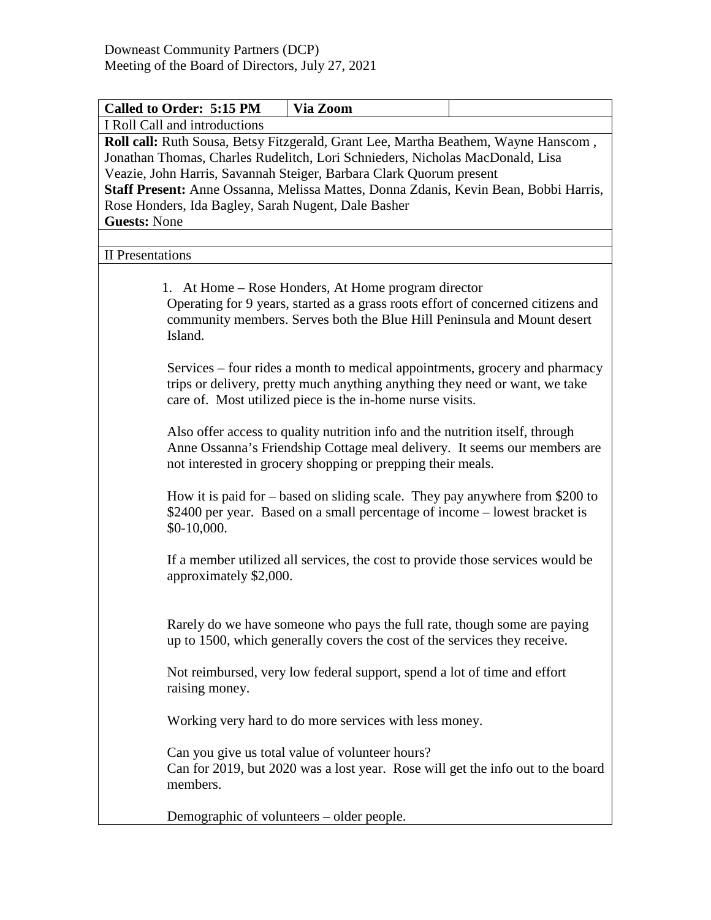Downeast Community Partners (DCP)
Meeting of the Board of Directors, July 27, 2021

| **Called to Order: 5:15 PM** | **Via Zoom** | |
|---|---|---|

I Roll Call and introductions

**Roll call:** Ruth Sousa, Betsy Fitzgerald, Grant Lee, Martha Beathem, Wayne Hanscom , Jonathan Thomas, Charles Rudelitch, Lori Schnieders, Nicholas MacDonald, Lisa Veazie, John Harris, Savannah Steiger, Barbara Clark Quorum present
**Staff Present:** Anne Ossanna, Melissa Mattes, Donna Zdanis, Kevin Bean, Bobbi Harris, Rose Honders, Ida Bagley, Sarah Nugent, Dale Basher
**Guests:** None

II Presentations

1. At Home – Rose Honders, At Home program director

   Operating for 9 years, started as a grass roots effort of concerned citizens and community members. Serves both the Blue Hill Peninsula and Mount desert Island.

   Services – four rides a month to medical appointments, grocery and pharmacy trips or delivery, pretty much anything anything they need or want, we take care of. Most utilized piece is the in-home nurse visits.

   Also offer access to quality nutrition info and the nutrition itself, through Anne Ossanna's Friendship Cottage meal delivery. It seems our members are not interested in grocery shopping or prepping their meals.

   How it is paid for – based on sliding scale. They pay anywhere from $200 to $2400 per year. Based on a small percentage of income – lowest bracket is $0-10,000.

   If a member utilized all services, the cost to provide those services would be approximately $2,000.

   Rarely do we have someone who pays the full rate, though some are paying up to 1500, which generally covers the cost of the services they receive.

   Not reimbursed, very low federal support, spend a lot of time and effort raising money.

   Working very hard to do more services with less money.

   Can you give us total value of volunteer hours?
   Can for 2019, but 2020 was a lost year. Rose will get the info out to the board members.

   Demographic of volunteers – older people.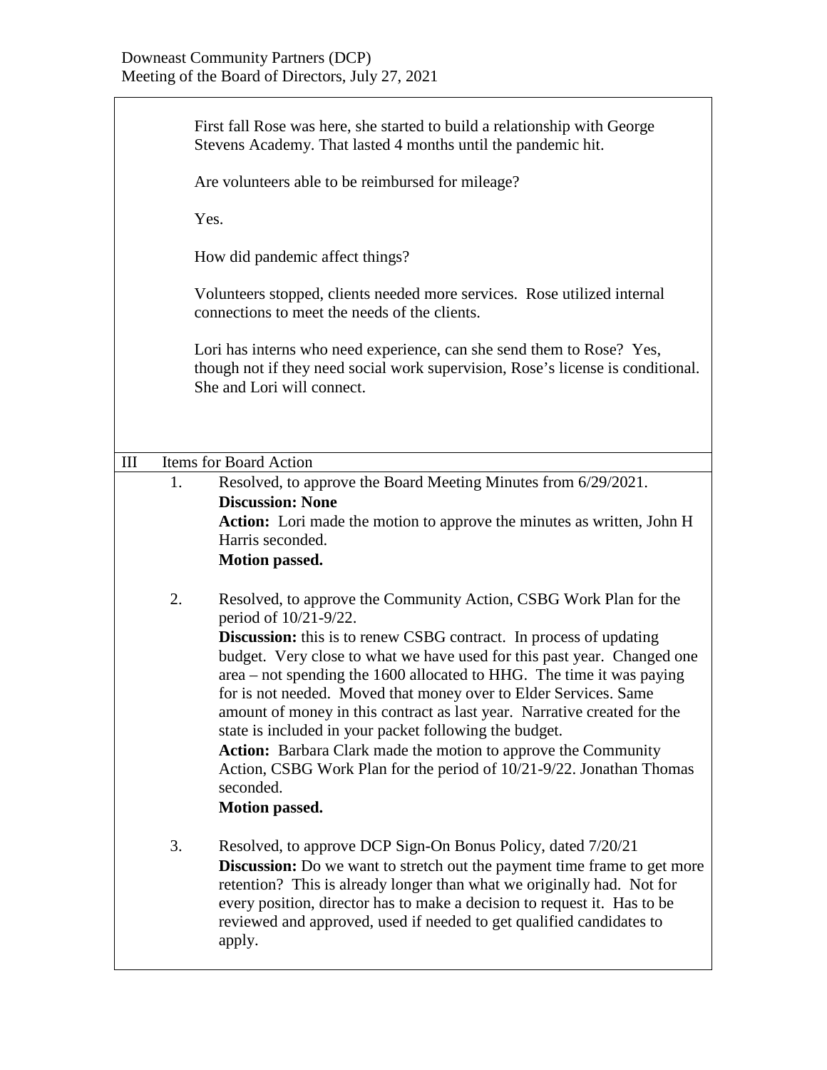First fall Rose was here, she started to build a relationship with George Stevens Academy. That lasted 4 months until the pandemic hit.

Are volunteers able to be reimbursed for mileage?

Yes.

How did pandemic affect things?

Volunteers stopped, clients needed more services. Rose utilized internal connections to meet the needs of the clients.

Lori has interns who need experience, can she send them to Rose? Yes, though not if they need social work supervision, Rose's license is conditional. She and Lori will connect.

## III Items for Board Action

1. Resolved, to approve the Board Meeting Minutes from 6/29/2021.
   **Discussion: None**
   **Action:** Lori made the motion to approve the minutes as written, John H Harris seconded.
   **Motion passed.**

2. Resolved, to approve the Community Action, CSBG Work Plan for the period of 10/21-9/22.
   **Discussion:** this is to renew CSBG contract. In process of updating budget. Very close to what we have used for this past year. Changed one area – not spending the 1600 allocated to HHG. The time it was paying for is not needed. Moved that money over to Elder Services. Same amount of money in this contract as last year. Narrative created for the state is included in your packet following the budget.
   **Action:** Barbara Clark made the motion to approve the Community Action, CSBG Work Plan for the period of 10/21-9/22. Jonathan Thomas seconded.
   **Motion passed.**

3. Resolved, to approve DCP Sign-On Bonus Policy, dated 7/20/21
   **Discussion:** Do we want to stretch out the payment time frame to get more retention? This is already longer than what we originally had. Not for every position, director has to make a decision to request it. Has to be reviewed and approved, used if needed to get qualified candidates to apply.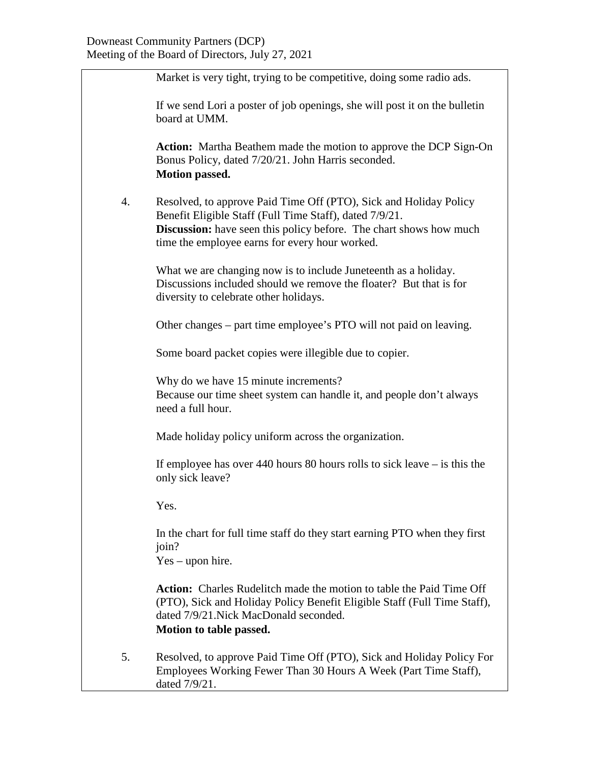Market is very tight, trying to be competitive, doing some radio ads.

If we send Lori a poster of job openings, she will post it on the bulletin board at UMM.

**Action:** Martha Beathem made the motion to approve the DCP Sign-On Bonus Policy, dated 7/20/21. John Harris seconded.
**Motion passed.**

4. Resolved, to approve Paid Time Off (PTO), Sick and Holiday Policy Benefit Eligible Staff (Full Time Staff), dated 7/9/21.
**Discussion:** have seen this policy before. The chart shows how much time the employee earns for every hour worked.

What we are changing now is to include Juneteenth as a holiday. Discussions included should we remove the floater? But that is for diversity to celebrate other holidays.

Other changes – part time employee's PTO will not paid on leaving.

Some board packet copies were illegible due to copier.

Why do we have 15 minute increments?
Because our time sheet system can handle it, and people don't always need a full hour.

Made holiday policy uniform across the organization.

If employee has over 440 hours 80 hours rolls to sick leave – is this the only sick leave?

Yes.

In the chart for full time staff do they start earning PTO when they first join?
Yes – upon hire.

**Action:** Charles Rudelitch made the motion to table the Paid Time Off (PTO), Sick and Holiday Policy Benefit Eligible Staff (Full Time Staff), dated 7/9/21.Nick MacDonald seconded.
**Motion to table passed.**

5. Resolved, to approve Paid Time Off (PTO), Sick and Holiday Policy For Employees Working Fewer Than 30 Hours A Week (Part Time Staff), dated 7/9/21.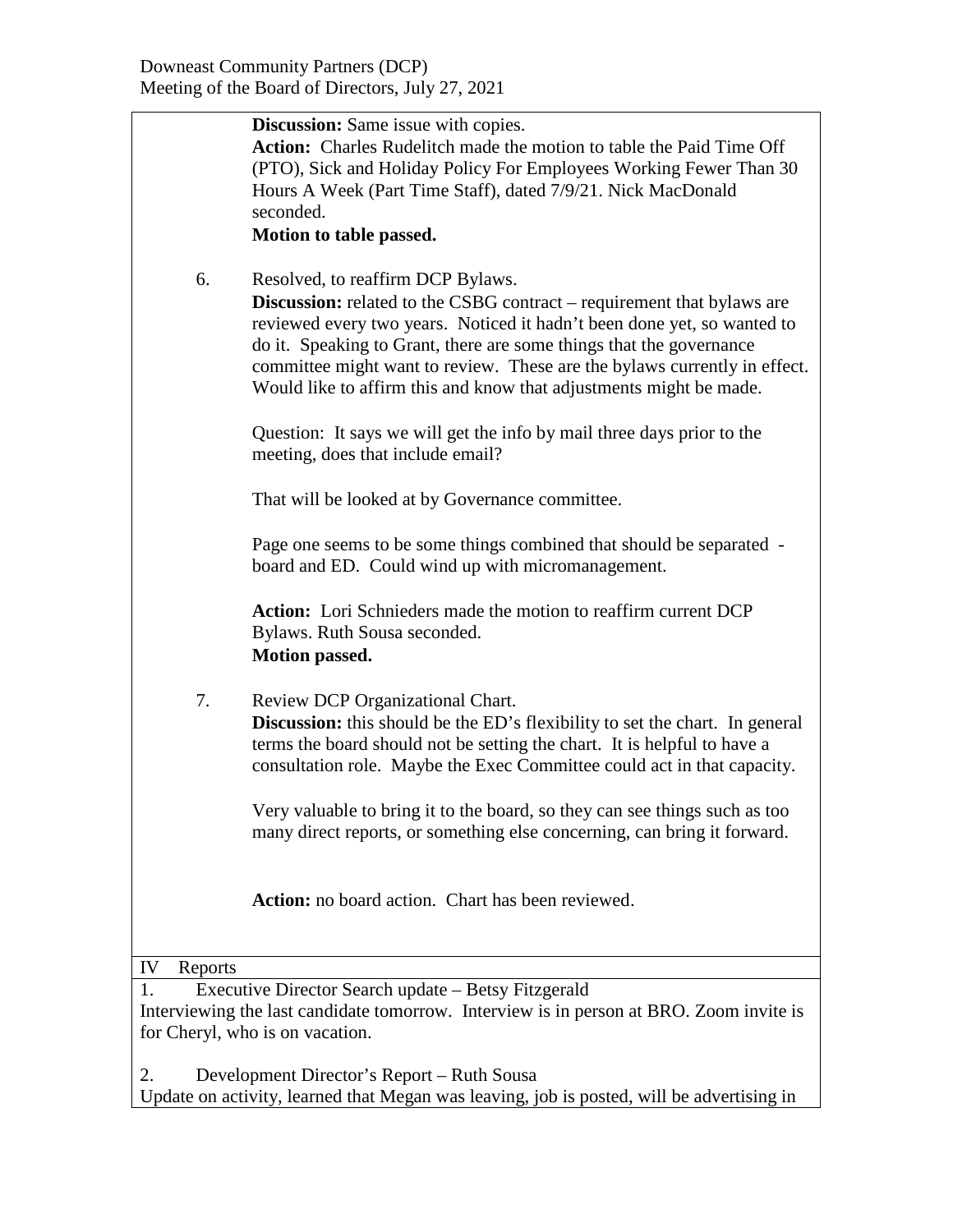**Discussion:** Same issue with copies.

**Action:** Charles Rudelitch made the motion to table the Paid Time Off (PTO), Sick and Holiday Policy For Employees Working Fewer Than 30 Hours A Week (Part Time Staff), dated 7/9/21. Nick MacDonald seconded.

**Motion to table passed.**

6. Resolved, to reaffirm DCP Bylaws.

   **Discussion:** related to the CSBG contract – requirement that bylaws are reviewed every two years. Noticed it hadn't been done yet, so wanted to do it. Speaking to Grant, there are some things that the governance committee might want to review. These are the bylaws currently in effect. Would like to affirm this and know that adjustments might be made.

   Question: It says we will get the info by mail three days prior to the meeting, does that include email?

   That will be looked at by Governance committee.

   Page one seems to be some things combined that should be separated - board and ED. Could wind up with micromanagement.

   **Action:** Lori Schnieders made the motion to reaffirm current DCP Bylaws. Ruth Sousa seconded.

   **Motion passed.**

7. Review DCP Organizational Chart.

   **Discussion:** this should be the ED's flexibility to set the chart. In general terms the board should not be setting the chart. It is helpful to have a consultation role. Maybe the Exec Committee could act in that capacity.

   Very valuable to bring it to the board, so they can see things such as too many direct reports, or something else concerning, can bring it forward.

   **Action:** no board action. Chart has been reviewed.

## IV Reports

1. Executive Director Search update – Betsy Fitzgerald

Interviewing the last candidate tomorrow. Interview is in person at BRO. Zoom invite is for Cheryl, who is on vacation.

2. Development Director's Report – Ruth Sousa

Update on activity, learned that Megan was leaving, job is posted, will be advertising in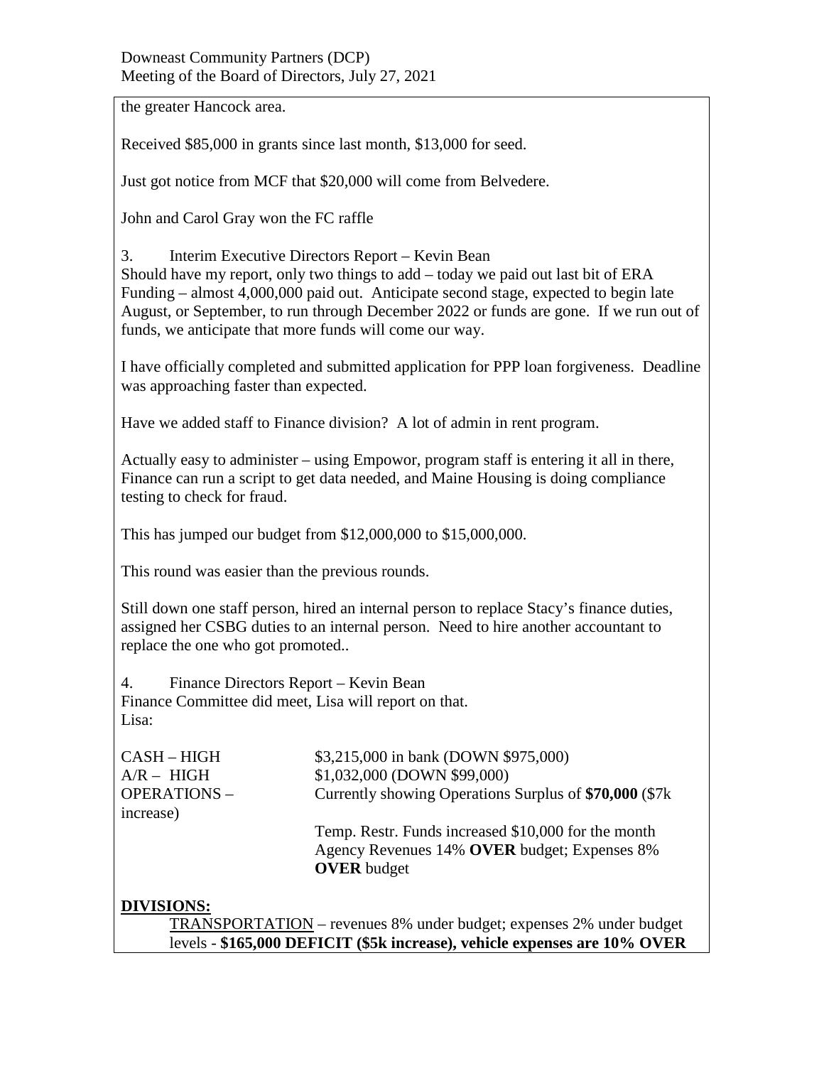the greater Hancock area.

Received $85,000 in grants since last month, $13,000 for seed.

Just got notice from MCF that $20,000 will come from Belvedere.

John and Carol Gray won the FC raffle

3. Interim Executive Directors Report – Kevin Bean
Should have my report, only two things to add – today we paid out last bit of ERA Funding – almost 4,000,000 paid out. Anticipate second stage, expected to begin late August, or September, to run through December 2022 or funds are gone. If we run out of funds, we anticipate that more funds will come our way.

I have officially completed and submitted application for PPP loan forgiveness. Deadline was approaching faster than expected.

Have we added staff to Finance division? A lot of admin in rent program.

Actually easy to administer – using Empowor, program staff is entering it all in there, Finance can run a script to get data needed, and Maine Housing is doing compliance testing to check for fraud.

This has jumped our budget from $12,000,000 to $15,000,000.

This round was easier than the previous rounds.

Still down one staff person, hired an internal person to replace Stacy's finance duties, assigned her CSBG duties to an internal person. Need to hire another accountant to replace the one who got promoted..

4. Finance Directors Report – Kevin Bean
Finance Committee did meet, Lisa will report on that.
Lisa:

| | |
|---|---|
| CASH – HIGH | $3,215,000 in bank (DOWN $975,000) |
| A/R – HIGH | $1,032,000 (DOWN $99,000) |
| OPERATIONS – | Currently showing Operations Surplus of **$70,000** ($7k increase) |
| | Temp. Restr. Funds increased $10,000 for the month |
| | Agency Revenues 14% **OVER** budget; Expenses 8% **OVER** budget |

**DIVISIONS:**

TRANSPORTATION – revenues 8% under budget; expenses 2% under budget levels - **$165,000 DEFICIT ($5k increase), vehicle expenses are 10% OVER**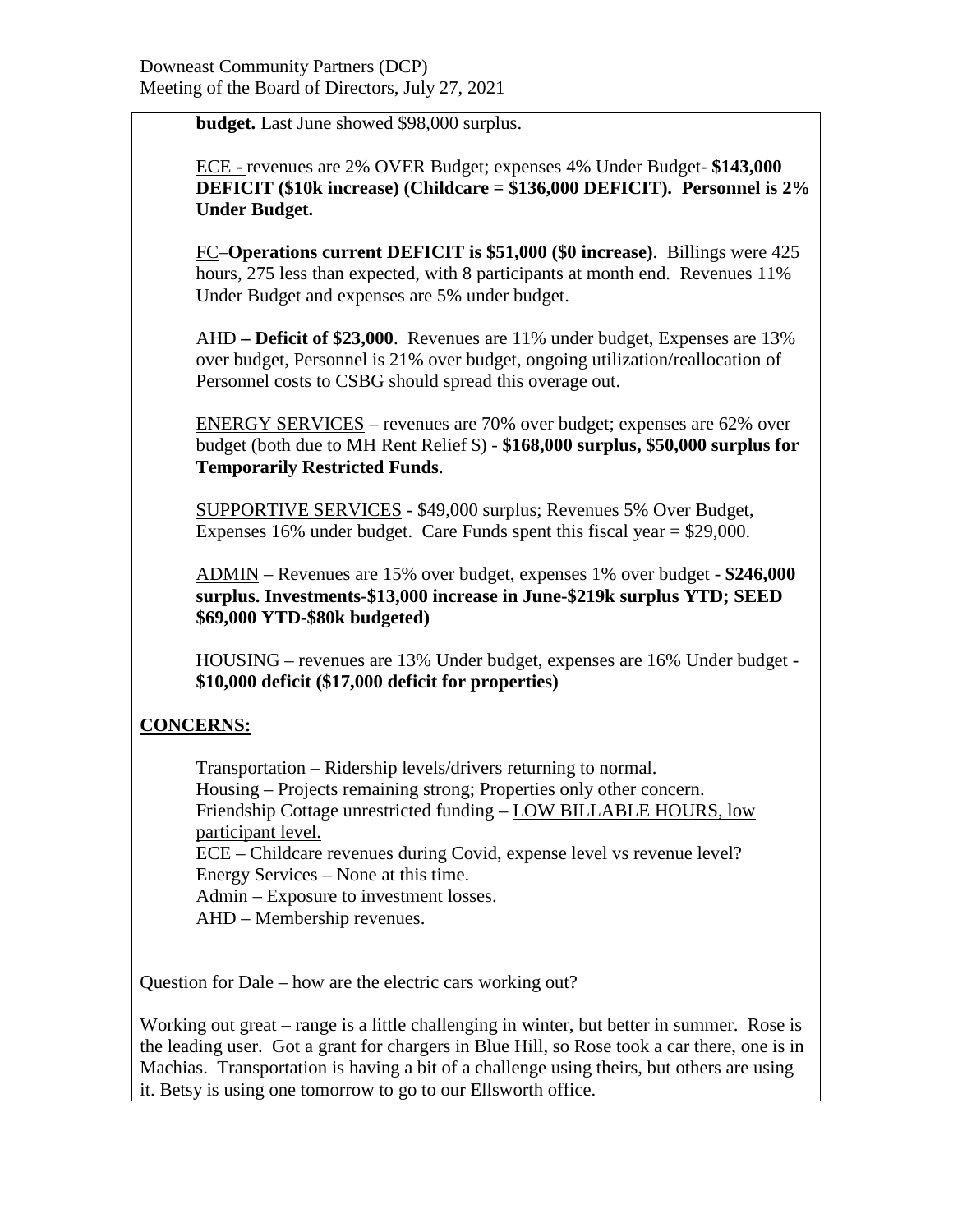**budget.** Last June showed $98,000 surplus.

ECE - revenues are 2% OVER Budget; expenses 4% Under Budget- **$143,000 DEFICIT ($10k increase) (Childcare = $136,000 DEFICIT). Personnel is 2% Under Budget.**

FC–**Operations current DEFICIT is $51,000 ($0 increase)**. Billings were 425 hours, 275 less than expected, with 8 participants at month end. Revenues 11% Under Budget and expenses are 5% under budget.

AHD **– Deficit of $23,000**. Revenues are 11% under budget, Expenses are 13% over budget, Personnel is 21% over budget, ongoing utilization/reallocation of Personnel costs to CSBG should spread this overage out.

ENERGY SERVICES – revenues are 70% over budget; expenses are 62% over budget (both due to MH Rent Relief $) - **$168,000 surplus, $50,000 surplus for Temporarily Restricted Funds**.

SUPPORTIVE SERVICES - $49,000 surplus; Revenues 5% Over Budget, Expenses 16% under budget. Care Funds spent this fiscal year = $29,000.

ADMIN – Revenues are 15% over budget, expenses 1% over budget - **$246,000 surplus. Investments-$13,000 increase in June-$219k surplus YTD; SEED $69,000 YTD-$80k budgeted)**

HOUSING – revenues are 13% Under budget, expenses are 16% Under budget - **$10,000 deficit ($17,000 deficit for properties)**

**CONCERNS:**

Transportation – Ridership levels/drivers returning to normal.
Housing – Projects remaining strong; Properties only other concern.
Friendship Cottage unrestricted funding – LOW BILLABLE HOURS, low participant level.
ECE – Childcare revenues during Covid, expense level vs revenue level?
Energy Services – None at this time.
Admin – Exposure to investment losses.
AHD – Membership revenues.

Question for Dale – how are the electric cars working out?

Working out great – range is a little challenging in winter, but better in summer. Rose is the leading user. Got a grant for chargers in Blue Hill, so Rose took a car there, one is in Machias. Transportation is having a bit of a challenge using theirs, but others are using it. Betsy is using one tomorrow to go to our Ellsworth office.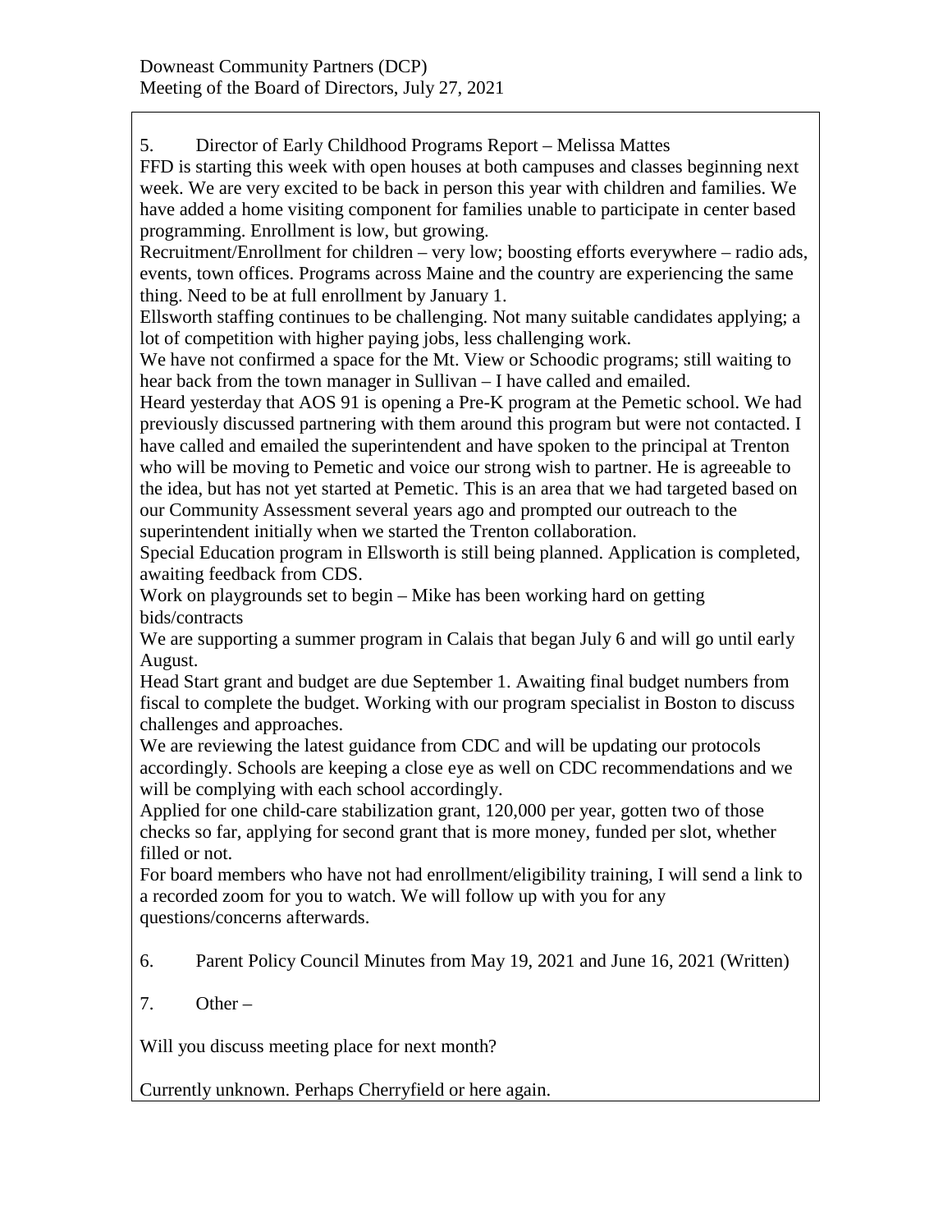5. Director of Early Childhood Programs Report – Melissa Mattes

FFD is starting this week with open houses at both campuses and classes beginning next week. We are very excited to be back in person this year with children and families. We have added a home visiting component for families unable to participate in center based programming. Enrollment is low, but growing.

Recruitment/Enrollment for children – very low; boosting efforts everywhere – radio ads, events, town offices. Programs across Maine and the country are experiencing the same thing. Need to be at full enrollment by January 1.

Ellsworth staffing continues to be challenging. Not many suitable candidates applying; a lot of competition with higher paying jobs, less challenging work.

We have not confirmed a space for the Mt. View or Schoodic programs; still waiting to hear back from the town manager in Sullivan – I have called and emailed.

Heard yesterday that AOS 91 is opening a Pre-K program at the Pemetic school. We had previously discussed partnering with them around this program but were not contacted. I have called and emailed the superintendent and have spoken to the principal at Trenton who will be moving to Pemetic and voice our strong wish to partner. He is agreeable to the idea, but has not yet started at Pemetic. This is an area that we had targeted based on our Community Assessment several years ago and prompted our outreach to the superintendent initially when we started the Trenton collaboration.

Special Education program in Ellsworth is still being planned. Application is completed, awaiting feedback from CDS.

Work on playgrounds set to begin – Mike has been working hard on getting bids/contracts

We are supporting a summer program in Calais that began July 6 and will go until early August.

Head Start grant and budget are due September 1. Awaiting final budget numbers from fiscal to complete the budget. Working with our program specialist in Boston to discuss challenges and approaches.

We are reviewing the latest guidance from CDC and will be updating our protocols accordingly. Schools are keeping a close eye as well on CDC recommendations and we will be complying with each school accordingly.

Applied for one child-care stabilization grant, 120,000 per year, gotten two of those checks so far, applying for second grant that is more money, funded per slot, whether filled or not.

For board members who have not had enrollment/eligibility training, I will send a link to a recorded zoom for you to watch. We will follow up with you for any questions/concerns afterwards.

6. Parent Policy Council Minutes from May 19, 2021 and June 16, 2021 (Written)

7. Other –

Will you discuss meeting place for next month?

Currently unknown. Perhaps Cherryfield or here again.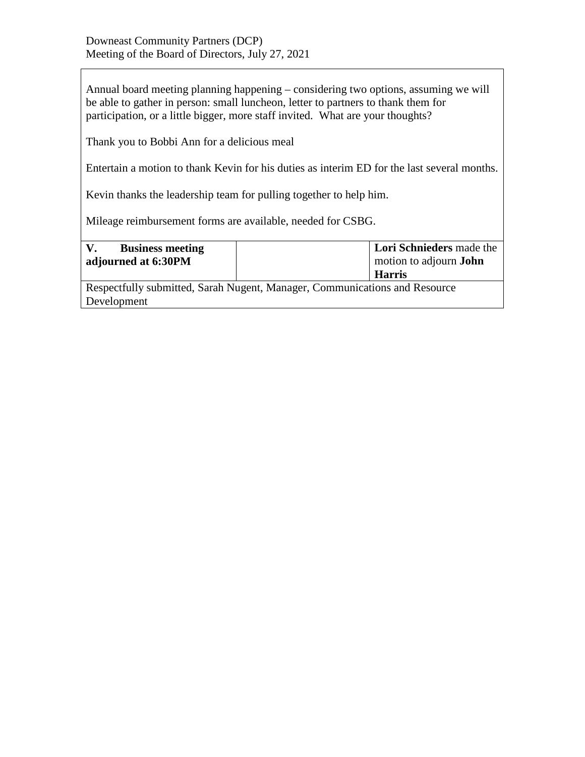Downeast Community Partners (DCP)
Meeting of the Board of Directors, July 27, 2021

Annual board meeting planning happening – considering two options, assuming we will be able to gather in person: small luncheon, letter to partners to thank them for participation, or a little bigger, more staff invited. What are your thoughts?

Thank you to Bobbi Ann for a delicious meal

Entertain a motion to thank Kevin for his duties as interim ED for the last several months.

Kevin thanks the leadership team for pulling together to help him.

Mileage reimbursement forms are available, needed for CSBG.

| | | |
|---|---|---|
| **V. Business meeting adjourned at 6:30PM** | | **Lori Schnieders** made the motion to adjourn **John Harris** |

Respectfully submitted, Sarah Nugent, Manager, Communications and Resource Development